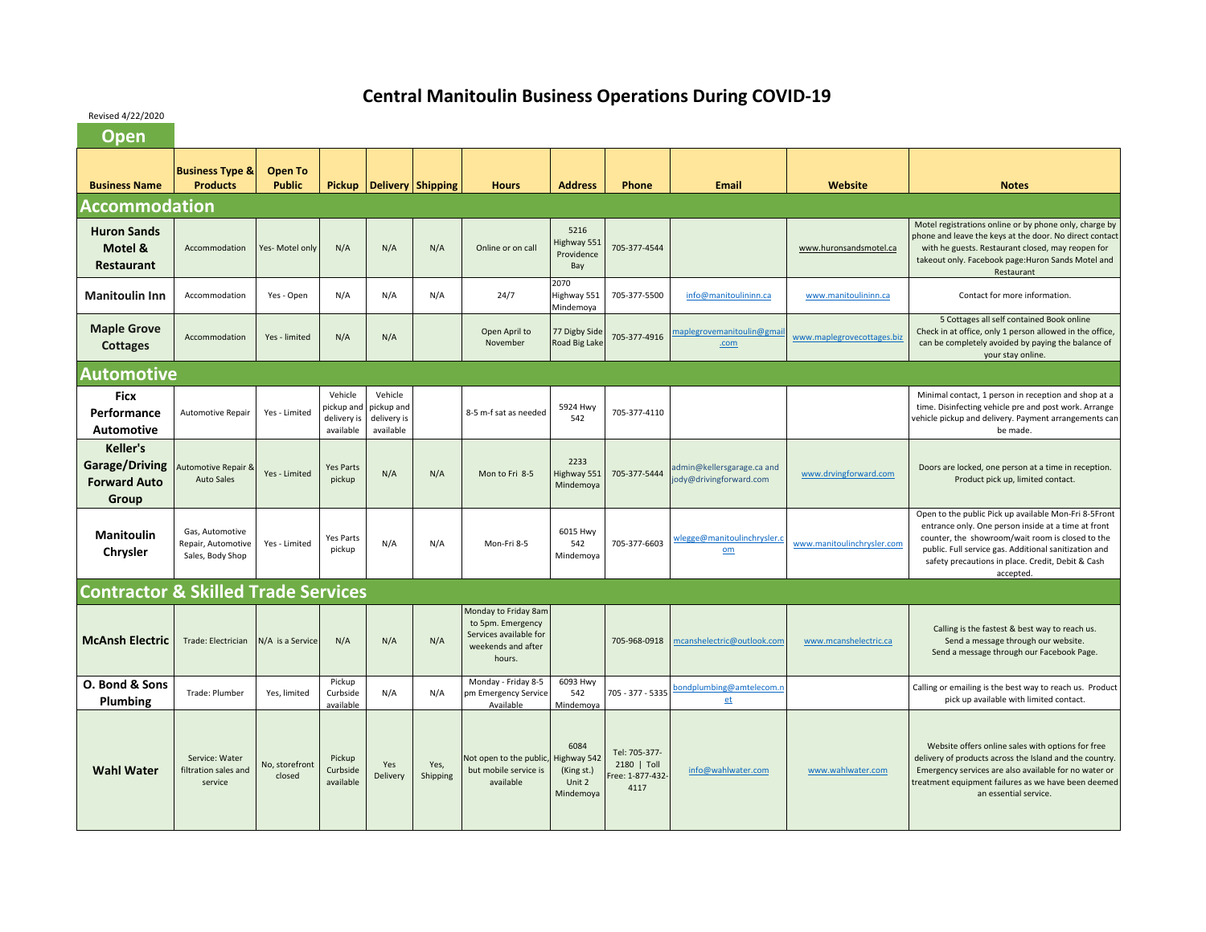# Central Manitoulin Business Operations During COVID-19

Revised 4/22/2020

## Open

| Business Name | Business Type & Products | Open To Public | Pickup | Delivery | Shipping | Hours | Address | Phone | Email | Website | Notes |
|---|---|---|---|---|---|---|---|---|---|---|---|
| **Accommodation** | | | | | | | | | | | |
| **Huron Sands Motel & Restaurant** | Accommodation | Yes- Motel only | N/A | N/A | N/A | Online or on call | 5216 Highway 551 Providence Bay | 705-377-4544 | | www.huronsandsmotel.ca | Motel registrations online or by phone only, charge by phone and leave the keys at the door. No direct contact with he guests. Restaurant closed, may reopen for takeout only. Facebook page:Huron Sands Motel and Restaurant |
| **Manitoulin Inn** | Accommodation | Yes - Open | N/A | N/A | N/A | 24/7 | 2070 Highway 551 Mindemoya | 705-377-5500 | info@manitoulininn.ca | www.manitoulininn.ca | Contact for more information. |
| **Maple Grove Cottages** | Accommodation | Yes - limited | N/A | N/A | | Open April to November | 77 Digby Side Road Big Lake | 705-377-4916 | maplegrovemanitoulin@gmail.com | www.maplegrovecottages.biz | 5 Cottages all self contained Book online Check in at office, only 1 person allowed in the office, can be completely avoided by paying the balance of your stay online. |
| **Automotive** | | | | | | | | | | | |
| **Ficx Performance Automotive** | Automotive Repair | Yes - Limited | Vehicle pickup and delivery is available | Vehicle pickup and delivery is available | | 8-5 m-f sat as needed | 5924 Hwy 542 | 705-377-4110 | | | Minimal contact, 1 person in reception and shop at a time. Disinfecting vehicle pre and post work. Arrange vehicle pickup and delivery. Payment arrangements can be made. |
| **Keller's Garage/Driving Forward Auto Group** | Automotive Repair & Auto Sales | Yes - Limited | Yes Parts pickup | N/A | N/A | Mon to Fri 8-5 | 2233 Highway 551 Mindemoya | 705-377-5444 | admin@kellersgarage.ca and jody@drivingforward.com | www.drvingforward.com | Doors are locked, one person at a time in reception. Product pick up, limited contact. |
| **Manitoulin Chrysler** | Gas, Automotive Repair, Automotive Sales, Body Shop | Yes - Limited | Yes Parts pickup | N/A | N/A | Mon-Fri 8-5 | 6015 Hwy 542 Mindemoya | 705-377-6603 | wlegge@manitoulinchrysler.com | www.manitoulinchrysler.com | Open to the public Pick up available Mon-Fri 8-5Front entrance only. One person inside at a time at front counter, the showroom/wait room is closed to the public. Full service gas. Additional sanitization and safety precautions in place. Credit, Debit & Cash accepted. |
| **Contractor & Skilled Trade Services** | | | | | | | | | | | |
| **McAnsh Electric** | Trade: Electrician | N/A is a Service | N/A | N/A | N/A | Monday to Friday 8am to 5pm. Emergency Services available for weekends and after hours. | | 705-968-0918 | mcanshelectric@outlook.com | www.mcanshelectric.ca | Calling is the fastest & best way to reach us. Send a message through our website. Send a message through our Facebook Page. |
| **O. Bond & Sons Plumbing** | Trade: Plumber | Yes, limited | Pickup Curbside available | N/A | N/A | Monday - Friday 8-5 pm Emergency Service Available | 6093 Hwy 542 Mindemoya | 705 - 377 - 5335 | bondplumbing@amtelecom.net | | Calling or emailing is the best way to reach us. Product pick up available with limited contact. |
| **Wahl Water** | Service: Water filtration sales and service | No, storefront closed | Pickup Curbside available | Yes Delivery | Yes, Shipping | Not open to the public, but mobile service is available | 6084 Highway 542 (King st.) Unit 2 Mindemoya | Tel: 705-377-2180 \| Toll Free: 1-877-432-4117 | info@wahlwater.com | www.wahlwater.com | Website offers online sales with options for free delivery of products across the Island and the country. Emergency services are also available for no water or treatment equipment failures as we have been deemed an essential service. |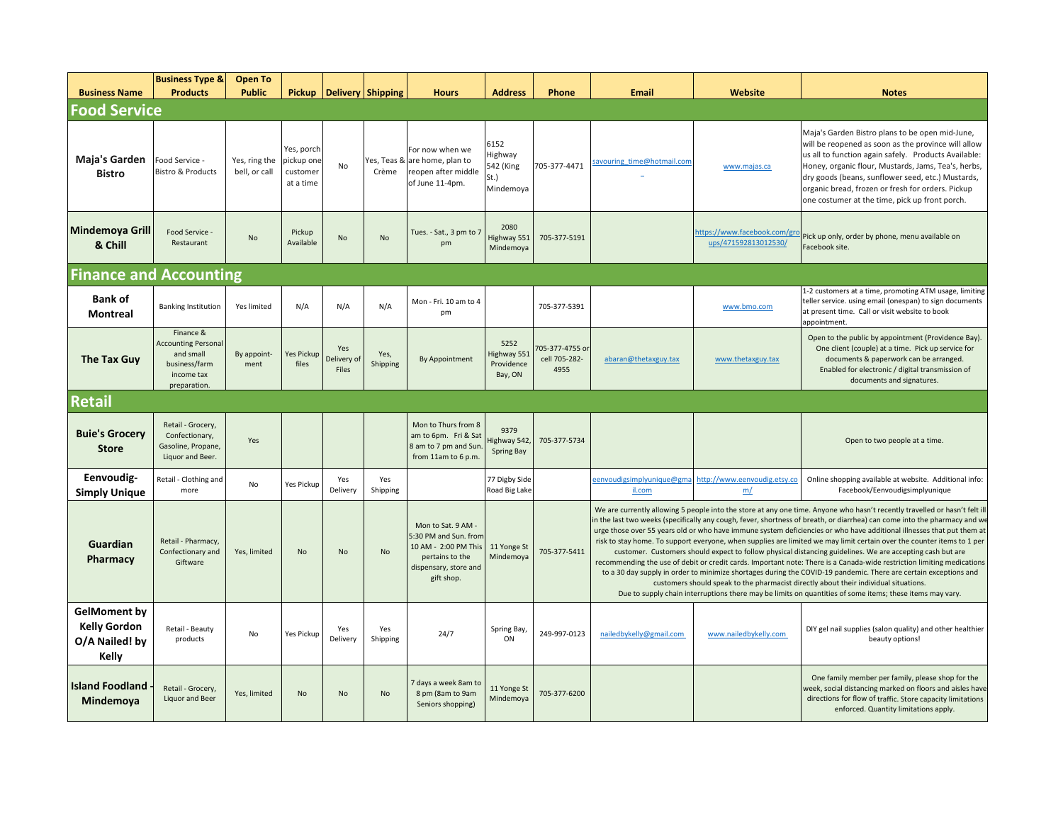| Business Name | Business Type & Products | Open To Public | Pickup | Delivery | Shipping | Hours | Address | Phone | Email | Website | Notes |
|---|---|---|---|---|---|---|---|---|---|---|---|
| **Food Service** | | | | | | | | | | | |
| **Maja's Garden Bistro** | Food Service - Bistro & Products | Yes, ring the bell, or call | Yes, porch pickup one customer at a time | No | Yes, Teas & Crème | For now when we are home, plan to reopen after middle of June 11-4pm. | 6152 Highway 542 (King St.) Mindemoya | 705-377-4471 | savouring_time@hotmail.com | www.majas.ca | Maja's Garden Bistro plans to be open mid-June, will be reopened as soon as the province will allow us all to function again safely. Products Available: Honey, organic flour, Mustards, Jams, Tea's, herbs, dry goods (beans, sunflower seed, etc.) Mustards, organic bread, frozen or fresh for orders. Pickup one costumer at the time, pick up front porch. |
| **Mindemoya Grill & Chill** | Food Service - Restaurant | No | Pickup Available | No | No | Tues. - Sat., 3 pm to 7 pm | 2080 Highway 551 Mindemoya | 705-377-5191 | | https://www.facebook.com/groups/471592813012530/ | Pick up only, order by phone, menu available on Facebook site. |
| **Finance and Accounting** | | | | | | | | | | | |
| **Bank of Montreal** | Banking Institution | Yes limited | N/A | N/A | N/A | Mon - Fri. 10 am to 4 pm | | 705-377-5391 | | www.bmo.com | 1-2 customers at a time, promoting ATM usage, limiting teller service. using email (onespan) to sign documents at present time. Call or visit website to book appointment. |
| **The Tax Guy** | Finance & Accounting Personal and small business/farm income tax preparation. | By appointment | Yes Pickup files | Yes Delivery of Files | Yes, Shipping | By Appointment | 5252 Highway 551 Providence Bay, ON | 705-377-4755 or cell 705-282-4955 | abaran@thetaxguy.tax | www.thetaxguy.tax | Open to the public by appointment (Providence Bay). One client (couple) at a time. Pick up service for documents & paperwork can be arranged. Enabled for electronic / digital transmission of documents and signatures. |
| **Retail** | | | | | | | | | | | |
| **Buie's Grocery Store** | Retail - Grocery, Confectionary, Gasoline, Propane, Liquor and Beer. | Yes | | | | Mon to Thurs from 8 am to 6pm. Fri & Sat 8 am to 7 pm and Sun. from 11am to 6 p.m. | 9379 Highway 542, Spring Bay | 705-377-5734 | | | Open to two people at a time. |
| **Eenvoudig-Simply Unique** | Retail - Clothing and more | No | Yes Pickup | Yes Delivery | Yes Shipping | | 77 Digby Side Road Big Lake | | eenvoudigsimplyunique@gmail.com | http://www.eenvoudig.etsy.com/ | Online shopping available at website. Additional info: Facebook/Eenvoudigsimplyunique |
| **Guardian Pharmacy** | Retail - Pharmacy, Confectionary and Giftware | Yes, limited | No | No | No | Mon to Sat. 9 AM - 5:30 PM and Sun. from 10 AM - 2:00 PM This pertains to the dispensary, store and gift shop. | 11 Yonge St Mindemoya | 705-377-5411 | We are currently allowing 5 people into the store at any one time. Anyone who hasn't recently travelled or hasn't felt ill in the last two weeks (specifically any cough, fever, shortness of breath, or diarrhea) can come into the pharmacy and we urge those over 55 years old or who have immune system deficiencies or who have additional illnesses that put them at risk to stay home. To support everyone, when supplies are limited we may limit certain over the counter items to 1 per customer. Customers should expect to follow physical distancing guidelines. We are accepting cash but are recommending the use of debit or credit cards. Important note: There is a Canada-wide restriction limiting medications to a 30 day supply in order to minimize shortages during the COVID-19 pandemic. There are certain exceptions and customers should speak to the pharmacist directly about their individual situations. Due to supply chain interruptions there may be limits on quantities of some items; these items may vary. | | |
| **GelMoment by Kelly Gordon O/A Nailed! by Kelly** | Retail - Beauty products | No | Yes Pickup | Yes Delivery | Yes Shipping | 24/7 | Spring Bay, ON | 249-997-0123 | nailedbykelly@gmail.com | www.nailedbykelly.com | DIY gel nail supplies (salon quality) and other healthier beauty options! |
| **Island Foodland - Mindemoya** | Retail - Grocery, Liquor and Beer | Yes, limited | No | No | No | 7 days a week 8am to 8 pm (8am to 9am Seniors shopping) | 11 Yonge St Mindemoya | 705-377-6200 | | | One family member per family, please shop for the week, social distancing marked on floors and aisles have directions for flow of traffic. Store capacity limitations enforced. Quantity limitations apply. |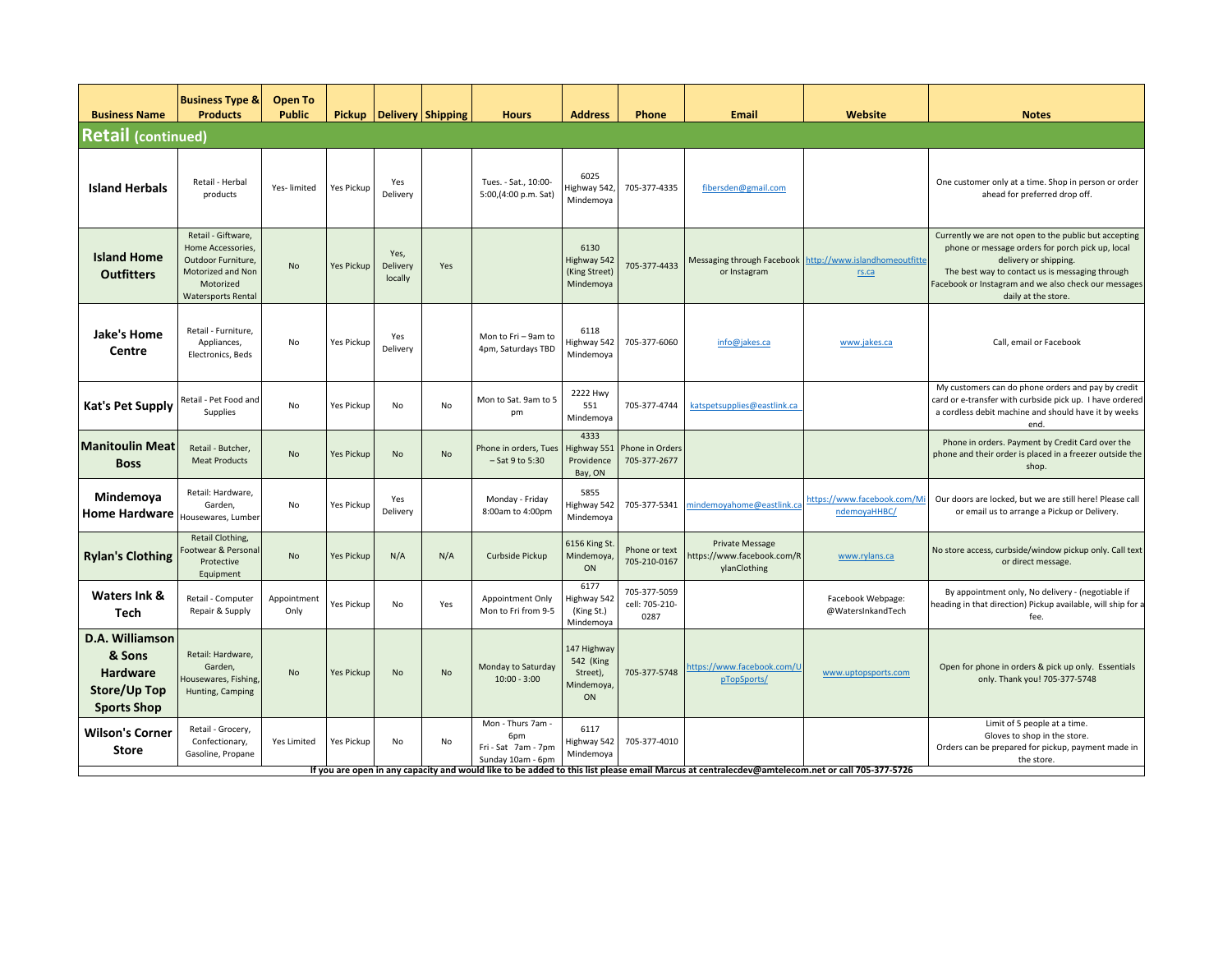| Business Name | Business Type & Products | Open To Public | Pickup | Delivery | Shipping | Hours | Address | Phone | Email | Website | Notes |
|---|---|---|---|---|---|---|---|---|---|---|---|
| **Retail (continued)** | | | | | | | | | | | |
| **Island Herbals** | Retail - Herbal products | Yes- limited | Yes Pickup | Yes Delivery | | Tues. - Sat., 10:00-5:00,(4:00 p.m. Sat) | 6025 Highway 542, Mindemoya | 705-377-4335 | fibersden@gmail.com | | One customer only at a time. Shop in person or order ahead for preferred drop off. |
| **Island Home Outfitters** | Retail - Giftware, Home Accessories, Outdoor Furniture, Motorized and Non Motorized Watersports Rental | No | Yes Pickup | Yes, Delivery locally | Yes | | 6130 Highway 542 (King Street) Mindemoya | 705-377-4433 | Messaging through Facebook or Instagram | http://www.islandhomeoutfitters.ca | Currently we are not open to the public but accepting phone or message orders for porch pick up, local delivery or shipping. The best way to contact us is messaging through Facebook or Instagram and we also check our messages daily at the store. |
| **Jake's Home Centre** | Retail - Furniture, Appliances, Electronics, Beds | No | Yes Pickup | Yes Delivery | | Mon to Fri – 9am to 4pm, Saturdays TBD | 6118 Highway 542 Mindemoya | 705-377-6060 | info@jakes.ca | www.jakes.ca | Call, email or Facebook |
| **Kat's Pet Supply** | Retail - Pet Food and Supplies | No | Yes Pickup | No | No | Mon to Sat. 9am to 5 pm | 2222 Hwy 551 Mindemoya | 705-377-4744 | katspetsupplies@eastlink.ca | | My customers can do phone orders and pay by credit card or e-transfer with curbside pick up. I have ordered a cordless debit machine and should have it by weeks end. |
| **Manitoulin Meat Boss** | Retail - Butcher, Meat Products | No | Yes Pickup | No | No | Phone in orders, Tues – Sat 9 to 5:30 | 4333 Highway 551 Providence Bay, ON | Phone in Orders 705-377-2677 | | | Phone in orders. Payment by Credit Card over the phone and their order is placed in a freezer outside the shop. |
| **Mindemoya Home Hardware** | Retail: Hardware, Garden, Housewares, Lumber | No | Yes Pickup | Yes Delivery | | Monday - Friday 8:00am to 4:00pm | 5855 Highway 542 Mindemoya | 705-377-5341 | mindemoyahome@eastlink.ca | https://www.facebook.com/MindemoyaHHBC/ | Our doors are locked, but we are still here! Please call or email us to arrange a Pickup or Delivery. |
| **Rylan's Clothing** | Retail Clothing, Footwear & Personal Protective Equipment | No | Yes Pickup | N/A | N/A | Curbside Pickup | 6156 King St. Mindemoya, ON | Phone or text 705-210-0167 | Private Message https://www.facebook.com/RylanClothing | www.rylans.ca | No store access, curbside/window pickup only. Call text or direct message. |
| **Waters Ink & Tech** | Retail - Computer Repair & Supply | Appointment Only | Yes Pickup | No | Yes | Appointment Only Mon to Fri from 9-5 | 6177 Highway 542 (King St.) Mindemoya | 705-377-5059 cell: 705-210-0287 | | Facebook Webpage: @WatersInkandTech | By appointment only, No delivery - (negotiable if heading in that direction) Pickup available, will ship for a fee. |
| **D.A. Williamson & Sons Hardware Store/Up Top Sports Shop** | Retail: Hardware, Garden, Housewares, Fishing, Hunting, Camping | No | Yes Pickup | No | No | Monday to Saturday 10:00 - 3:00 | 147 Highway 542 (King Street), Mindemoya, ON | 705-377-5748 | https://www.facebook.com/UpTopSports/ | www.uptopsports.com | Open for phone in orders & pick up only. Essentials only. Thank you! 705-377-5748 |
| **Wilson's Corner Store** | Retail - Grocery, Confectionary, Gasoline, Propane | Yes Limited | Yes Pickup | No | No | Mon - Thurs 7am - 6pm Fri - Sat 7am - 7pm Sunday 10am - 6pm | 6117 Highway 542 Mindemoya | 705-377-4010 | | | Limit of 5 people at a time. Gloves to shop in the store. Orders can be prepared for pickup, payment made in the store. |

**If you are open in any capacity and would like to be added to this list please email Marcus at centralecdev@amtelecom.net or call 705-377-5726**